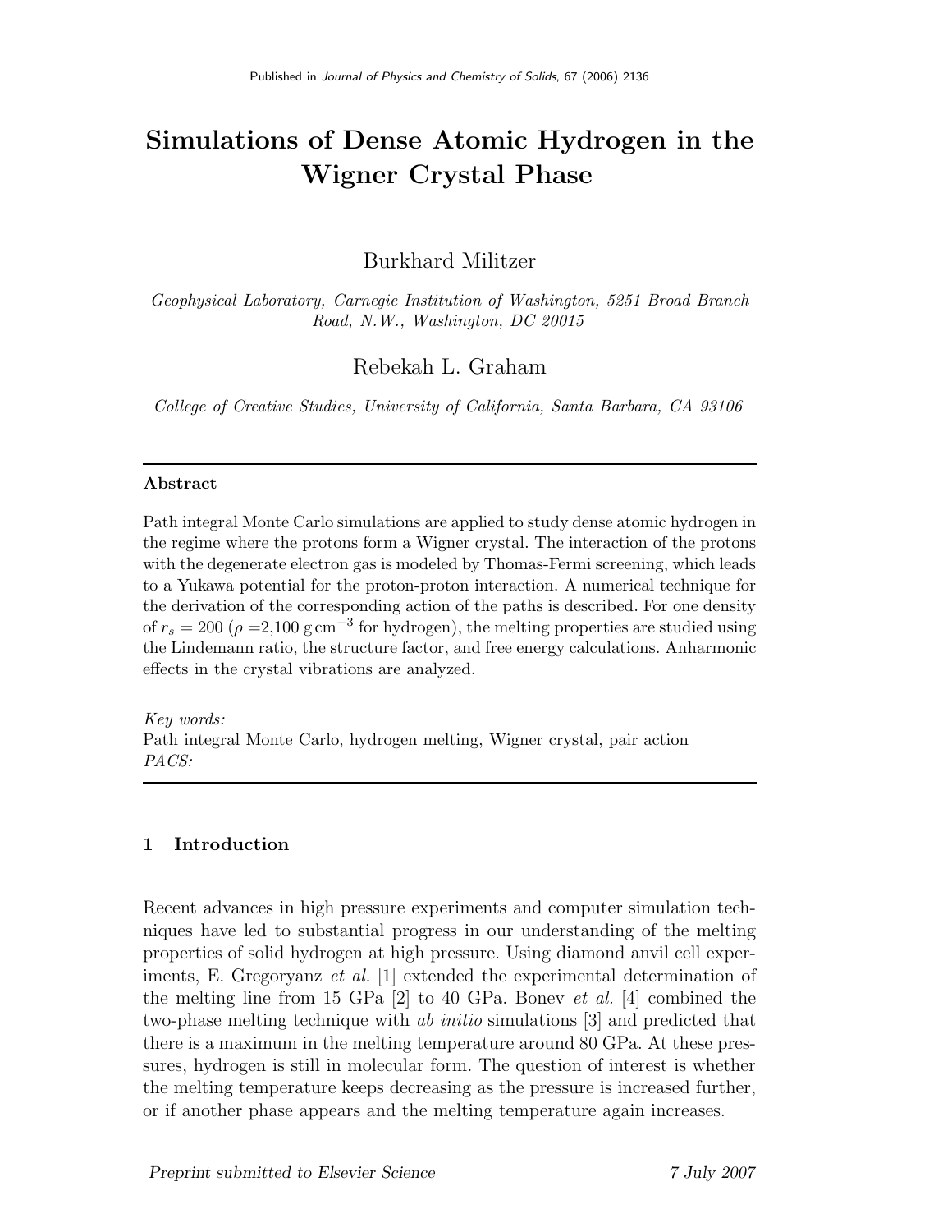Published in *Journal of Physics and Chemistry of Solids*, 67 (2006) 2136

# Simulations of Dense Atomic Hydrogen in the Wigner Crystal Phase

Burkhard Militzer

*Geophysical Laboratory, Carnegie Institution of Washington, 5251 Broad Branch Road, N.W., Washington, DC 20015*

Rebekah L. Graham

*College of Creative Studies, University of California, Santa Barbara, CA 93106*

---

**Abstract**

Path integral Monte Carlo simulations are applied to study dense atomic hydrogen in the regime where the protons form a Wigner crystal. The interaction of the protons with the degenerate electron gas is modeled by Thomas-Fermi screening, which leads to a Yukawa potential for the proton-proton interaction. A numerical technique for the derivation of the corresponding action of the paths is described. For one density of $r_s = 200$ ($\rho$ =2,100 g cm$^{-3}$ for hydrogen), the melting properties are studied using the Lindemann ratio, the structure factor, and free energy calculations. Anharmonic effects in the crystal vibrations are analyzed.

*Key words:*
Path integral Monte Carlo, hydrogen melting, Wigner crystal, pair action
*PACS:*

---

## 1 Introduction

Recent advances in high pressure experiments and computer simulation techniques have led to substantial progress in our understanding of the melting properties of solid hydrogen at high pressure. Using diamond anvil cell experiments, E. Gregoryanz *et al.* [1] extended the experimental determination of the melting line from 15 GPa [2] to 40 GPa. Bonev *et al.* [4] combined the two-phase melting technique with *ab initio* simulations [3] and predicted that there is a maximum in the melting temperature around 80 GPa. At these pressures, hydrogen is still in molecular form. The question of interest is whether the melting temperature keeps decreasing as the pressure is increased further, or if another phase appears and the melting temperature again increases.

Preprint submitted to Elsevier Science 7 July 2007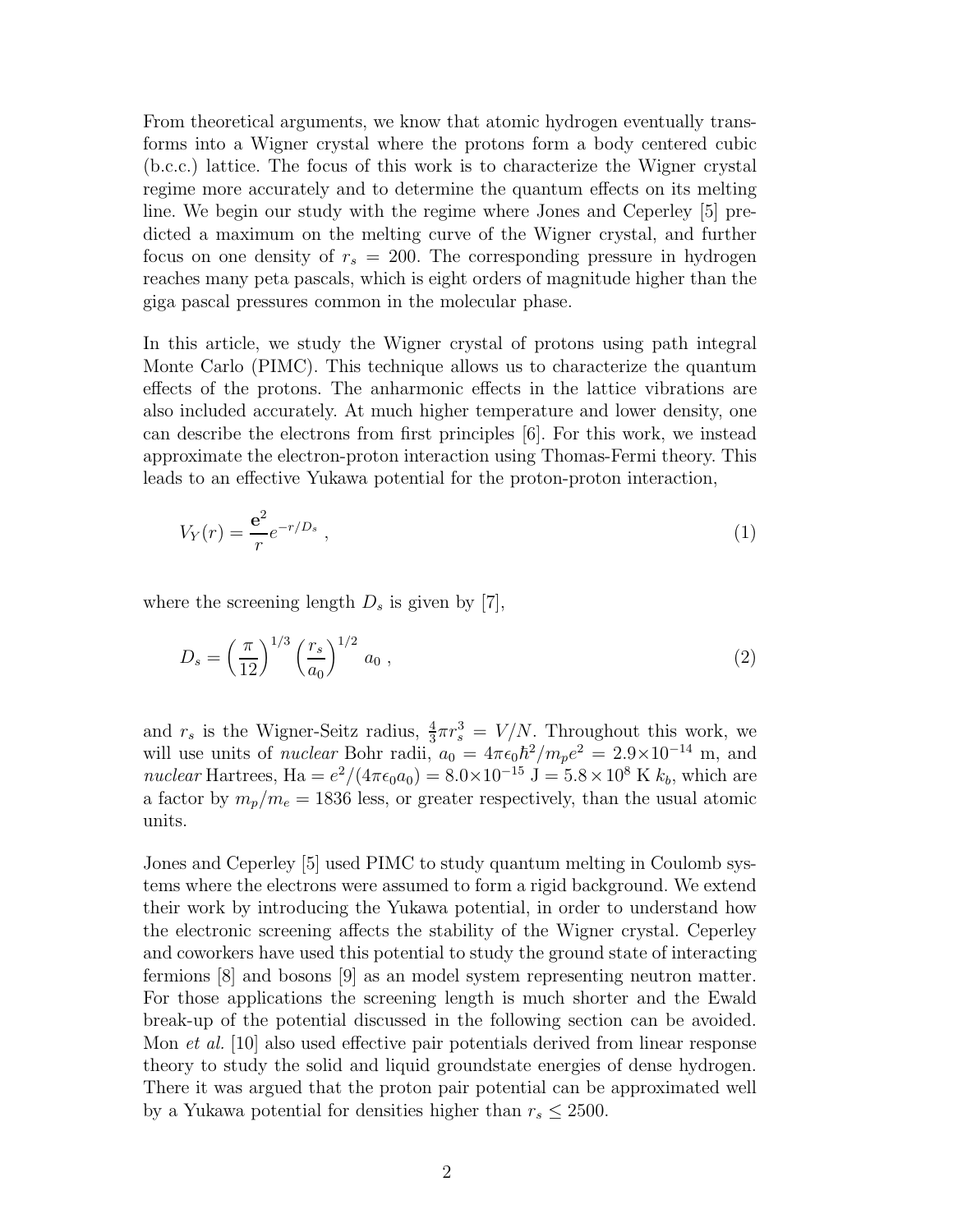From theoretical arguments, we know that atomic hydrogen eventually transforms into a Wigner crystal where the protons form a body centered cubic (b.c.c.) lattice. The focus of this work is to characterize the Wigner crystal regime more accurately and to determine the quantum effects on its melting line. We begin our study with the regime where Jones and Ceperley [5] predicted a maximum on the melting curve of the Wigner crystal, and further focus on one density of $r_s = 200$. The corresponding pressure in hydrogen reaches many peta pascals, which is eight orders of magnitude higher than the giga pascal pressures common in the molecular phase.

In this article, we study the Wigner crystal of protons using path integral Monte Carlo (PIMC). This technique allows us to characterize the quantum effects of the protons. The anharmonic effects in the lattice vibrations are also included accurately. At much higher temperature and lower density, one can describe the electrons from first principles [6]. For this work, we instead approximate the electron-proton interaction using Thomas-Fermi theory. This leads to an effective Yukawa potential for the proton-proton interaction,

$$V_Y(r) = \frac{\mathbf{e}^2}{r} e^{-r/D_s} \ , \tag{1}$$

where the screening length $D_s$ is given by [7],

$$D_s = \left(\frac{\pi}{12}\right)^{1/3} \left(\frac{r_s}{a_0}\right)^{1/2} a_0 \ , \tag{2}$$

and $r_s$ is the Wigner-Seitz radius, $\frac{4}{3}\pi r_s^3 = V/N$. Throughout this work, we will use units of *nuclear* Bohr radii, $a_0 = 4\pi\epsilon_0\hbar^2/m_p e^2 = 2.9\times10^{-14}$ m, and *nuclear* Hartrees, $\text{Ha} = e^2/(4\pi\epsilon_0 a_0) = 8.0\times10^{-15}$ J $= 5.8\times10^8$ K $k_b$, which are a factor by $m_p/m_e = 1836$ less, or greater respectively, than the usual atomic units.

Jones and Ceperley [5] used PIMC to study quantum melting in Coulomb systems where the electrons were assumed to form a rigid background. We extend their work by introducing the Yukawa potential, in order to understand how the electronic screening affects the stability of the Wigner crystal. Ceperley and coworkers have used this potential to study the ground state of interacting fermions [8] and bosons [9] as an model system representing neutron matter. For those applications the screening length is much shorter and the Ewald break-up of the potential discussed in the following section can be avoided. Mon *et al.* [10] also used effective pair potentials derived from linear response theory to study the solid and liquid groundstate energies of dense hydrogen. There it was argued that the proton pair potential can be approximated well by a Yukawa potential for densities higher than $r_s \leq 2500$.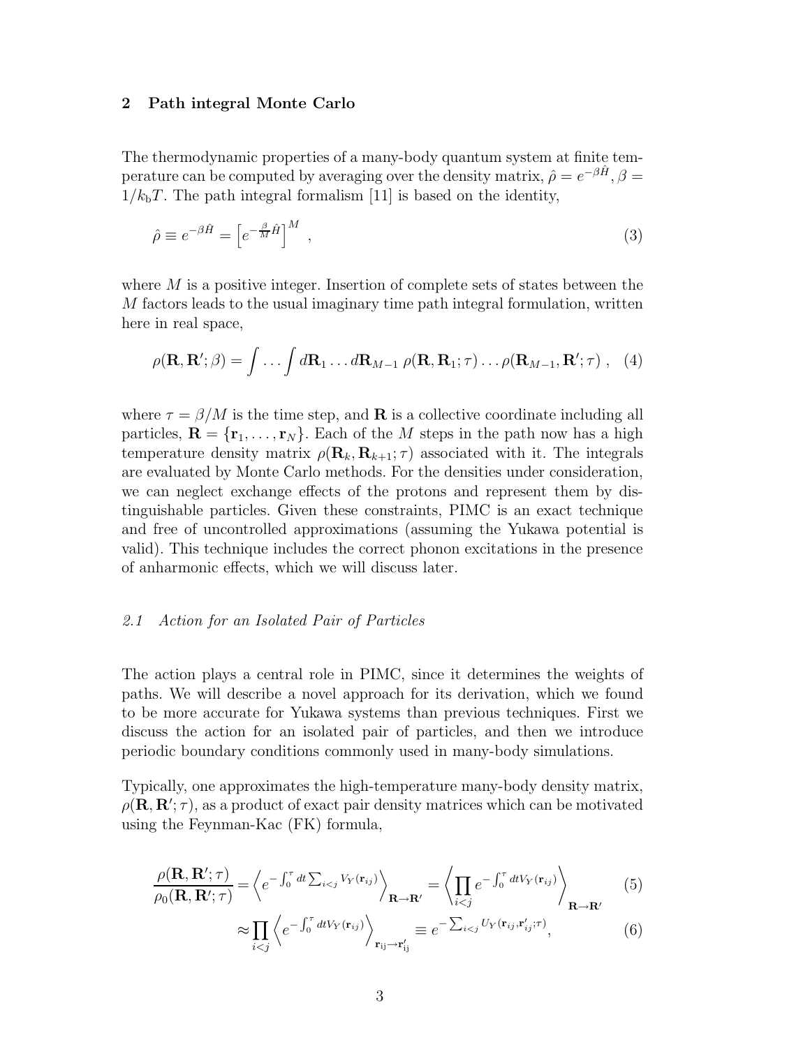## 2 Path integral Monte Carlo

The thermodynamic properties of a many-body quantum system at finite temperature can be computed by averaging over the density matrix, $\hat{\rho} = e^{-\beta \hat{H}}, \beta = 1/k_{\rm b}T$. The path integral formalism [11] is based on the identity,

$$\hat{\rho} \equiv e^{-\beta \hat{H}} = \left[ e^{-\frac{\beta}{M} \hat{H}} \right]^M , \tag{3}$$

where $M$ is a positive integer. Insertion of complete sets of states between the $M$ factors leads to the usual imaginary time path integral formulation, written here in real space,

$$\rho(\mathbf{R}, \mathbf{R}'; \beta) = \int \ldots \int d\mathbf{R}_1 \ldots d\mathbf{R}_{M-1} \; \rho(\mathbf{R}, \mathbf{R}_1; \tau) \ldots \rho(\mathbf{R}_{M-1}, \mathbf{R}'; \tau) \; , \tag{4}$$

where $\tau = \beta/M$ is the time step, and $\mathbf{R}$ is a collective coordinate including all particles, $\mathbf{R} = \{\mathbf{r}_1, \ldots, \mathbf{r}_N\}$. Each of the $M$ steps in the path now has a high temperature density matrix $\rho(\mathbf{R}_k, \mathbf{R}_{k+1}; \tau)$ associated with it. The integrals are evaluated by Monte Carlo methods. For the densities under consideration, we can neglect exchange effects of the protons and represent them by distinguishable particles. Given these constraints, PIMC is an exact technique and free of uncontrolled approximations (assuming the Yukawa potential is valid). This technique includes the correct phonon excitations in the presence of anharmonic effects, which we will discuss later.

### *2.1 Action for an Isolated Pair of Particles*

The action plays a central role in PIMC, since it determines the weights of paths. We will describe a novel approach for its derivation, which we found to be more accurate for Yukawa systems than previous techniques. First we discuss the action for an isolated pair of particles, and then we introduce periodic boundary conditions commonly used in many-body simulations.

Typically, one approximates the high-temperature many-body density matrix, $\rho(\mathbf{R}, \mathbf{R}'; \tau)$, as a product of exact pair density matrices which can be motivated using the Feynman-Kac (FK) formula,

$$\frac{\rho(\mathbf{R}, \mathbf{R}'; \tau)}{\rho_0(\mathbf{R}, \mathbf{R}'; \tau)} = \left\langle e^{-\int_0^\tau dt \sum_{i<j} V_Y(\mathbf{r}_{ij})} \right\rangle_{\mathbf{R} \to \mathbf{R}'} = \left\langle \prod_{i<j} e^{-\int_0^\tau dt V_Y(\mathbf{r}_{ij})} \right\rangle_{\mathbf{R} \to \mathbf{R}'} \tag{5}$$

$$\approx \prod_{i<j} \left\langle e^{-\int_0^\tau dt V_Y(\mathbf{r}_{ij})} \right\rangle_{\mathbf{r}_{ij} \to \mathbf{r}'_{ij}} \equiv e^{-\sum_{i<j} U_Y(\mathbf{r}_{ij}, \mathbf{r}'_{ij}; \tau)}, \tag{6}$$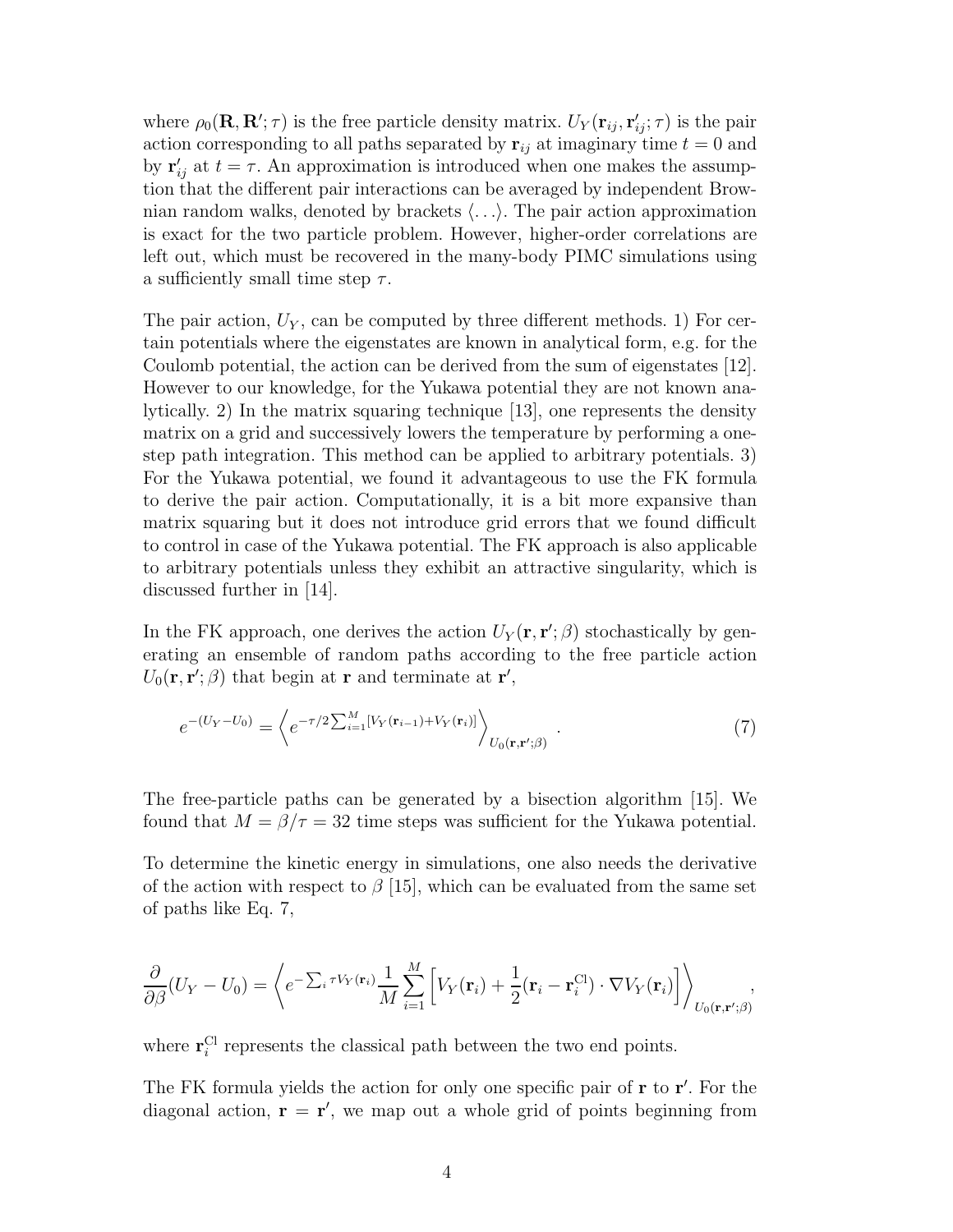where $\rho_0(\mathbf{R}, \mathbf{R}'; \tau)$ is the free particle density matrix. $U_Y(\mathbf{r}_{ij}, \mathbf{r}'_{ij}; \tau)$ is the pair action corresponding to all paths separated by $\mathbf{r}_{ij}$ at imaginary time $t = 0$ and by $\mathbf{r}'_{ij}$ at $t = \tau$. An approximation is introduced when one makes the assumption that the different pair interactions can be averaged by independent Brownian random walks, denoted by brackets $\langle \ldots \rangle$. The pair action approximation is exact for the two particle problem. However, higher-order correlations are left out, which must be recovered in the many-body PIMC simulations using a sufficiently small time step $\tau$.

The pair action, $U_Y$, can be computed by three different methods. 1) For certain potentials where the eigenstates are known in analytical form, e.g. for the Coulomb potential, the action can be derived from the sum of eigenstates [12]. However to our knowledge, for the Yukawa potential they are not known analytically. 2) In the matrix squaring technique [13], one represents the density matrix on a grid and successively lowers the temperature by performing a one-step path integration. This method can be applied to arbitrary potentials. 3) For the Yukawa potential, we found it advantageous to use the FK formula to derive the pair action. Computationally, it is a bit more expansive than matrix squaring but it does not introduce grid errors that we found difficult to control in case of the Yukawa potential. The FK approach is also applicable to arbitrary potentials unless they exhibit an attractive singularity, which is discussed further in [14].

In the FK approach, one derives the action $U_Y(\mathbf{r}, \mathbf{r}'; \beta)$ stochastically by generating an ensemble of random paths according to the free particle action $U_0(\mathbf{r}, \mathbf{r}'; \beta)$ that begin at $\mathbf{r}$ and terminate at $\mathbf{r}'$,

$$e^{-(U_Y - U_0)} = \left\langle e^{-\tau/2 \sum_{i=1}^{M} [V_Y(\mathbf{r}_{i-1}) + V_Y(\mathbf{r}_i)]} \right\rangle_{U_0(\mathbf{r}, \mathbf{r}'; \beta)} . \tag{7}$$

The free-particle paths can be generated by a bisection algorithm [15]. We found that $M = \beta/\tau = 32$ time steps was sufficient for the Yukawa potential.

To determine the kinetic energy in simulations, one also needs the derivative of the action with respect to $\beta$ [15], which can be evaluated from the same set of paths like Eq. 7,

$$\frac{\partial}{\partial \beta}(U_Y - U_0) = \left\langle e^{-\sum_i \tau V_Y(\mathbf{r}_i)} \frac{1}{M} \sum_{i=1}^{M} \left[ V_Y(\mathbf{r}_i) + \frac{1}{2}(\mathbf{r}_i - \mathbf{r}_i^{\mathrm{Cl}}) \cdot \nabla V_Y(\mathbf{r}_i) \right] \right\rangle_{U_0(\mathbf{r}, \mathbf{r}'; \beta)} ,$$

where $\mathbf{r}_i^{\mathrm{Cl}}$ represents the classical path between the two end points.

The FK formula yields the action for only one specific pair of $\mathbf{r}$ to $\mathbf{r}'$. For the diagonal action, $\mathbf{r} = \mathbf{r}'$, we map out a whole grid of points beginning from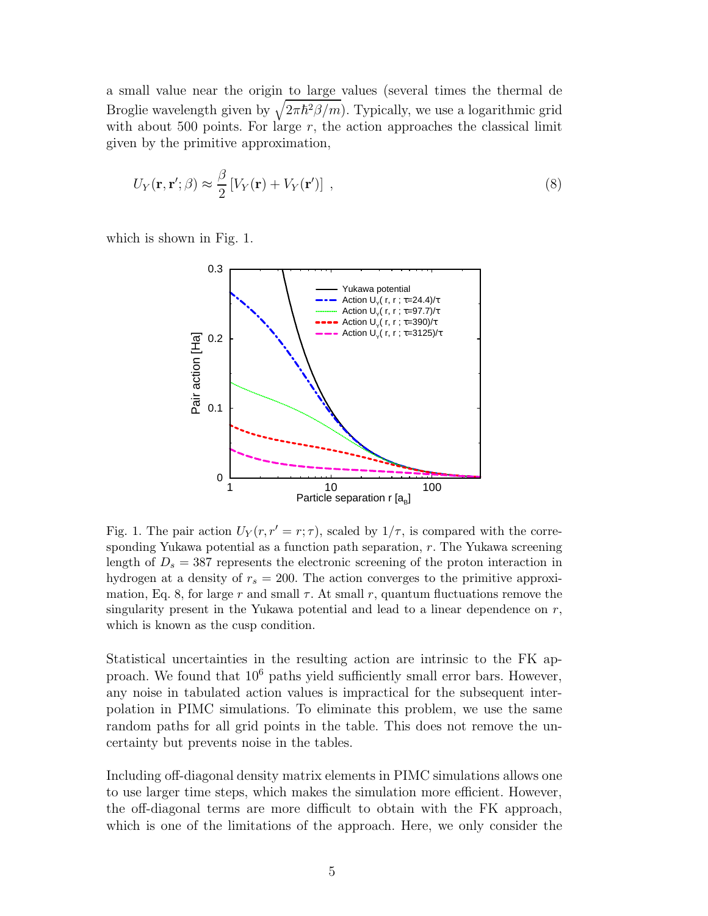a small value near the origin to large values (several times the thermal de Broglie wavelength given by $\sqrt{2\pi\hbar^2\beta/m}$). Typically, we use a logarithmic grid with about 500 points. For large $r$, the action approaches the classical limit given by the primitive approximation,

$$U_Y(\mathbf{r}, \mathbf{r}'; \beta) \approx \frac{\beta}{2} \left[ V_Y(\mathbf{r}) + V_Y(\mathbf{r}') \right] \,, \tag{8}$$

which is shown in Fig. 1.

Fig. 1. The pair action $U_Y(r, r' = r; \tau)$, scaled by $1/\tau$, is compared with the corresponding Yukawa potential as a function path separation, $r$. The Yukawa screening length of $D_s = 387$ represents the electronic screening of the proton interaction in hydrogen at a density of $r_s = 200$. The action converges to the primitive approximation, Eq. 8, for large $r$ and small $\tau$. At small $r$, quantum fluctuations remove the singularity present in the Yukawa potential and lead to a linear dependence on $r$, which is known as the cusp condition.

Statistical uncertainties in the resulting action are intrinsic to the FK approach. We found that $10^6$ paths yield sufficiently small error bars. However, any noise in tabulated action values is impractical for the subsequent interpolation in PIMC simulations. To eliminate this problem, we use the same random paths for all grid points in the table. This does not remove the uncertainty but prevents noise in the tables.

Including off-diagonal density matrix elements in PIMC simulations allows one to use larger time steps, which makes the simulation more efficient. However, the off-diagonal terms are more difficult to obtain with the FK approach, which is one of the limitations of the approach. Here, we only consider the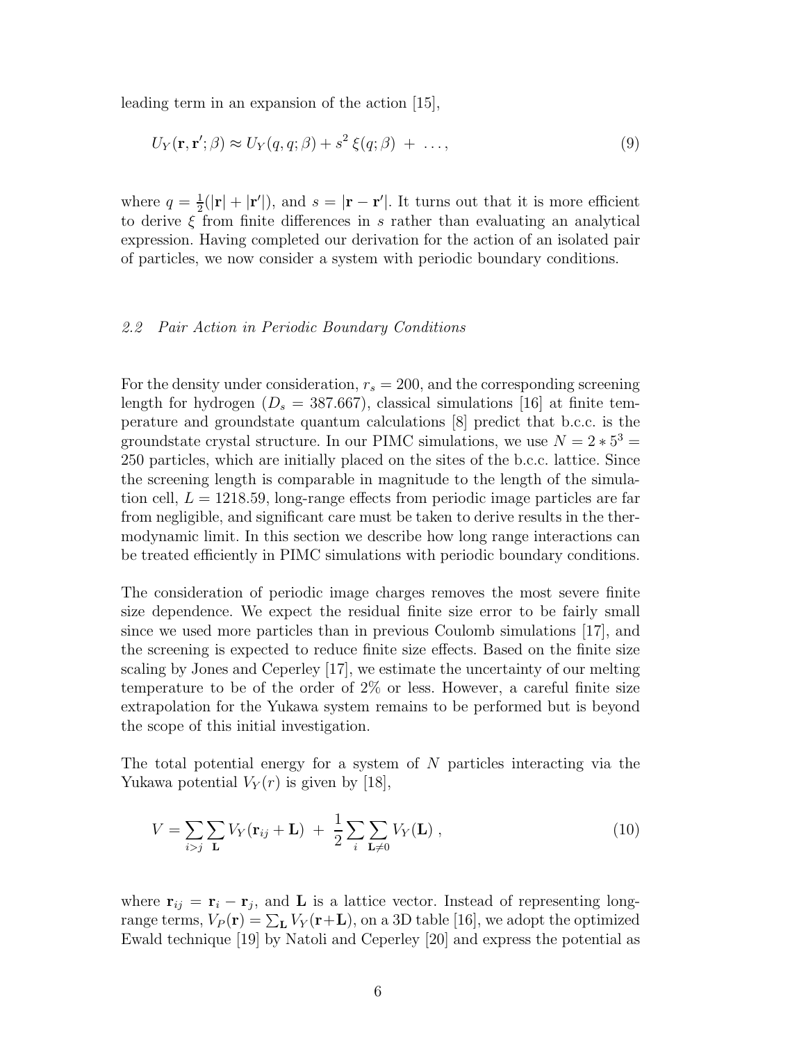leading term in an expansion of the action [15],

$$U_Y(\mathbf{r}, \mathbf{r}'; \beta) \approx U_Y(q, q; \beta) + s^2\, \xi(q; \beta) \; + \; \ldots , \tag{9}$$

where $q = \frac{1}{2}(|\mathbf{r}| + |\mathbf{r}'|)$, and $s = |\mathbf{r} - \mathbf{r}'|$. It turns out that it is more efficient to derive $\xi$ from finite differences in $s$ rather than evaluating an analytical expression. Having completed our derivation for the action of an isolated pair of particles, we now consider a system with periodic boundary conditions.

### *2.2 Pair Action in Periodic Boundary Conditions*

For the density under consideration, $r_s = 200$, and the corresponding screening length for hydrogen ($D_s = 387.667$), classical simulations [16] at finite temperature and groundstate quantum calculations [8] predict that b.c.c. is the groundstate crystal structure. In our PIMC simulations, we use $N = 2 * 5^3 = 250$ particles, which are initially placed on the sites of the b.c.c. lattice. Since the screening length is comparable in magnitude to the length of the simulation cell, $L = 1218.59$, long-range effects from periodic image particles are far from negligible, and significant care must be taken to derive results in the thermodynamic limit. In this section we describe how long range interactions can be treated efficiently in PIMC simulations with periodic boundary conditions.

The consideration of periodic image charges removes the most severe finite size dependence. We expect the residual finite size error to be fairly small since we used more particles than in previous Coulomb simulations [17], and the screening is expected to reduce finite size effects. Based on the finite size scaling by Jones and Ceperley [17], we estimate the uncertainty of our melting temperature to be of the order of 2% or less. However, a careful finite size extrapolation for the Yukawa system remains to be performed but is beyond the scope of this initial investigation.

The total potential energy for a system of $N$ particles interacting via the Yukawa potential $V_Y(r)$ is given by [18],

$$V = \sum_{i>j} \sum_{\mathbf{L}} V_Y(\mathbf{r}_{ij} + \mathbf{L}) \; + \; \frac{1}{2} \sum_{i} \sum_{\mathbf{L} \neq 0} V_Y(\mathbf{L}) \; , \tag{10}$$

where $\mathbf{r}_{ij} = \mathbf{r}_i - \mathbf{r}_j$, and $\mathbf{L}$ is a lattice vector. Instead of representing long-range terms, $V_P(\mathbf{r}) = \sum_{\mathbf{L}} V_Y(\mathbf{r}+\mathbf{L})$, on a 3D table [16], we adopt the optimized Ewald technique [19] by Natoli and Ceperley [20] and express the potential as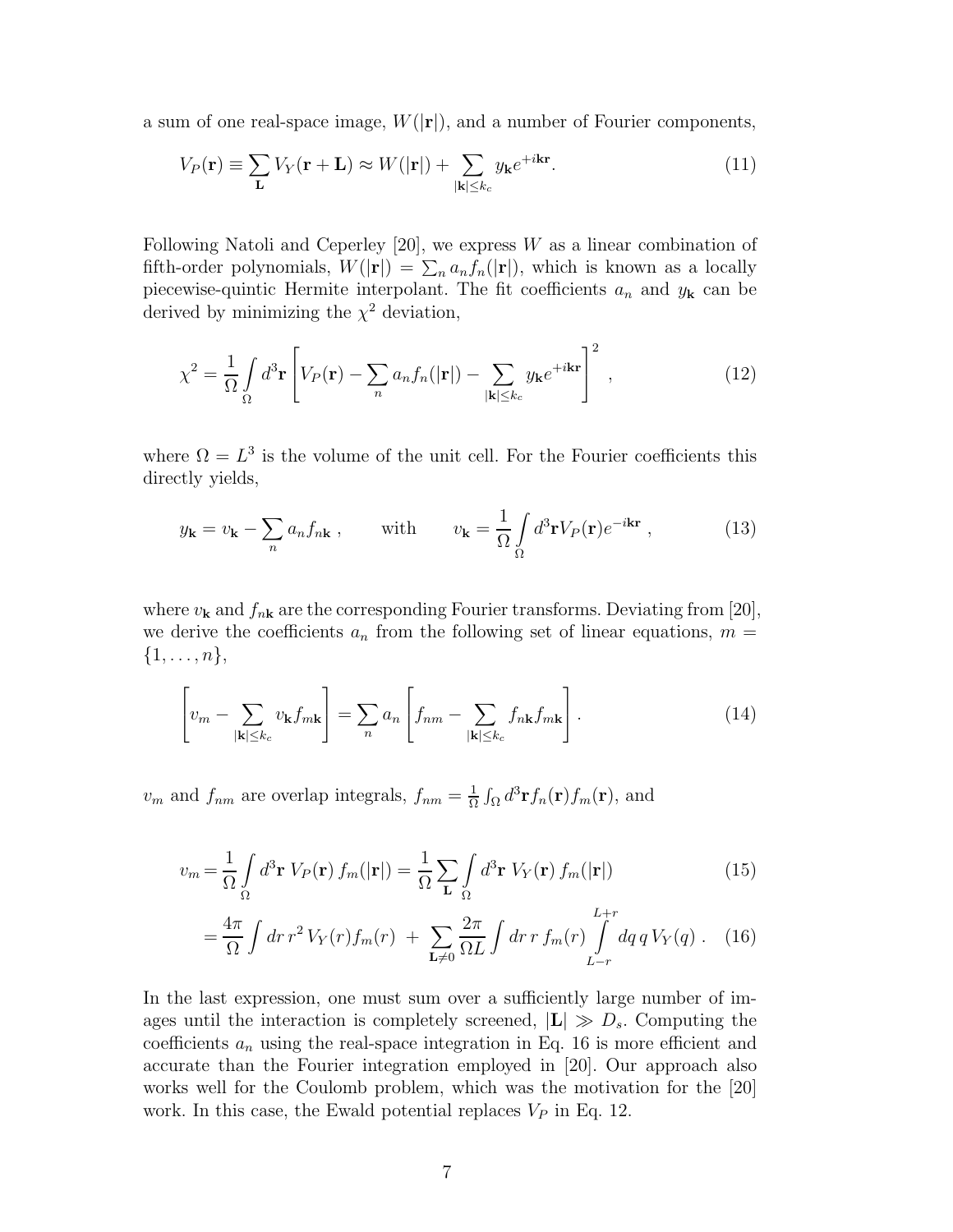a sum of one real-space image, $W(|\mathbf{r}|)$, and a number of Fourier components,

$$V_P(\mathbf{r}) \equiv \sum_{\mathbf{L}} V_Y(\mathbf{r}+\mathbf{L}) \approx W(|\mathbf{r}|) + \sum_{|\mathbf{k}|\leq k_c} y_{\mathbf{k}} e^{+i\mathbf{k}\mathbf{r}}. \tag{11}$$

Following Natoli and Ceperley [20], we express $W$ as a linear combination of fifth-order polynomials, $W(|\mathbf{r}|) = \sum_n a_n f_n(|\mathbf{r}|)$, which is known as a locally piecewise-quintic Hermite interpolant. The fit coefficients $a_n$ and $y_{\mathbf{k}}$ can be derived by minimizing the $\chi^2$ deviation,

$$\chi^2 = \frac{1}{\Omega} \int_{\Omega} d^3\mathbf{r} \left[ V_P(\mathbf{r}) - \sum_n a_n f_n(|\mathbf{r}|) - \sum_{|\mathbf{k}|\leq k_c} y_{\mathbf{k}} e^{+i\mathbf{k}\mathbf{r}} \right]^2 , \tag{12}$$

where $\Omega = L^3$ is the volume of the unit cell. For the Fourier coefficients this directly yields,

$$y_{\mathbf{k}} = v_{\mathbf{k}} - \sum_n a_n f_{n\mathbf{k}} \,, \qquad \text{with} \qquad v_{\mathbf{k}} = \frac{1}{\Omega} \int_{\Omega} d^3\mathbf{r} V_P(\mathbf{r}) e^{-i\mathbf{k}\mathbf{r}} \,, \tag{13}$$

where $v_{\mathbf{k}}$ and $f_{n\mathbf{k}}$ are the corresponding Fourier transforms. Deviating from [20], we derive the coefficients $a_n$ from the following set of linear equations, $m = \{1, \ldots, n\}$,

$$\left[ v_m - \sum_{|\mathbf{k}|\leq k_c} v_{\mathbf{k}} f_{m\mathbf{k}} \right] = \sum_n a_n \left[ f_{nm} - \sum_{|\mathbf{k}|\leq k_c} f_{n\mathbf{k}} f_{m\mathbf{k}} \right]. \tag{14}$$

$v_m$ and $f_{nm}$ are overlap integrals, $f_{nm} = \frac{1}{\Omega} \int_{\Omega} d^3\mathbf{r} f_n(\mathbf{r}) f_m(\mathbf{r})$, and

$$v_m = \frac{1}{\Omega} \int_{\Omega} d^3\mathbf{r} \; V_P(\mathbf{r}) \, f_m(|\mathbf{r}|) = \frac{1}{\Omega} \sum_{\mathbf{L}} \int_{\Omega} d^3\mathbf{r} \; V_Y(\mathbf{r}) \, f_m(|\mathbf{r}|) \tag{15}$$

$$= \frac{4\pi}{\Omega} \int dr \, r^2 \, V_Y(r) f_m(r) \; + \; \sum_{\mathbf{L}\neq 0} \frac{2\pi}{\Omega L} \int dr \, r \, f_m(r) \int_{L-r}^{L+r} dq \, q \, V_Y(q) \, . \tag{16}$$

In the last expression, one must sum over a sufficiently large number of images until the interaction is completely screened, $|\mathbf{L}| \gg D_s$. Computing the coefficients $a_n$ using the real-space integration in Eq. 16 is more efficient and accurate than the Fourier integration employed in [20]. Our approach also works well for the Coulomb problem, which was the motivation for the [20] work. In this case, the Ewald potential replaces $V_P$ in Eq. 12.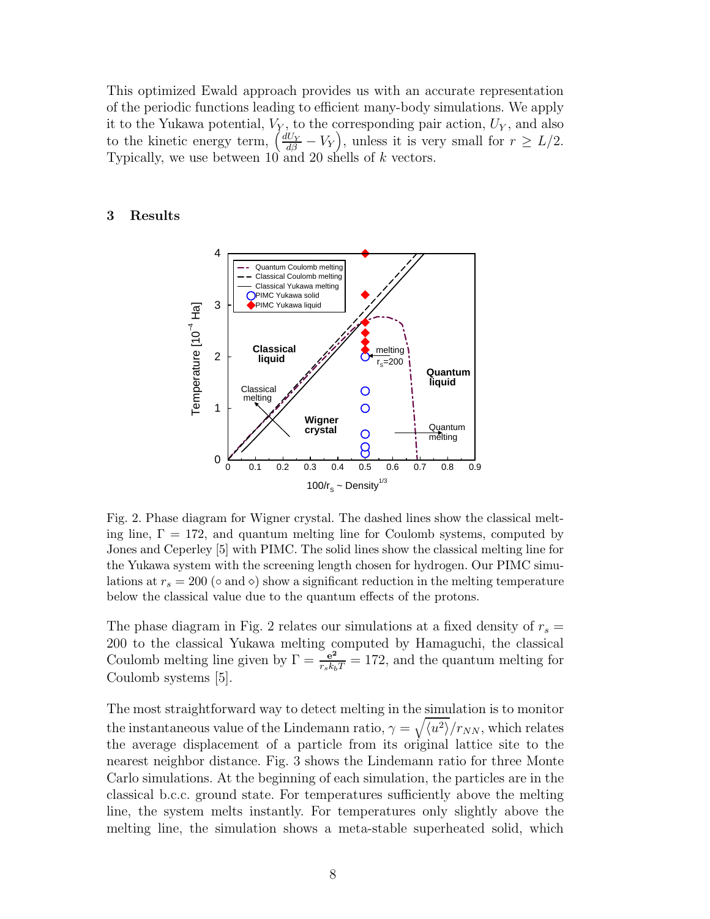This optimized Ewald approach provides us with an accurate representation of the periodic functions leading to efficient many-body simulations. We apply it to the Yukawa potential, $V_Y$, to the corresponding pair action, $U_Y$, and also to the kinetic energy term, $\left(\frac{dU_Y}{d\beta} - V_Y\right)$, unless it is very small for $r \geq L/2$. Typically, we use between 10 and 20 shells of $k$ vectors.

## 3 Results

Fig. 2. Phase diagram for Wigner crystal. The dashed lines show the classical melting line, $\Gamma = 172$, and quantum melting line for Coulomb systems, computed by Jones and Ceperley [5] with PIMC. The solid lines show the classical melting line for the Yukawa system with the screening length chosen for hydrogen. Our PIMC simulations at $r_s = 200$ ($\circ$ and $\diamond$) show a significant reduction in the melting temperature below the classical value due to the quantum effects of the protons.

The phase diagram in Fig. 2 relates our simulations at a fixed density of $r_s = 200$ to the classical Yukawa melting computed by Hamaguchi, the classical Coulomb melting line given by $\Gamma = \frac{\mathbf{e^2}}{r_s k_b T} = 172$, and the quantum melting for Coulomb systems [5].

The most straightforward way to detect melting in the simulation is to monitor the instantaneous value of the Lindemann ratio, $\gamma = \sqrt{\langle u^2 \rangle}/r_{NN}$, which relates the average displacement of a particle from its original lattice site to the nearest neighbor distance. Fig. 3 shows the Lindemann ratio for three Monte Carlo simulations. At the beginning of each simulation, the particles are in the classical b.c.c. ground state. For temperatures sufficiently above the melting line, the system melts instantly. For temperatures only slightly above the melting line, the simulation shows a meta-stable superheated solid, which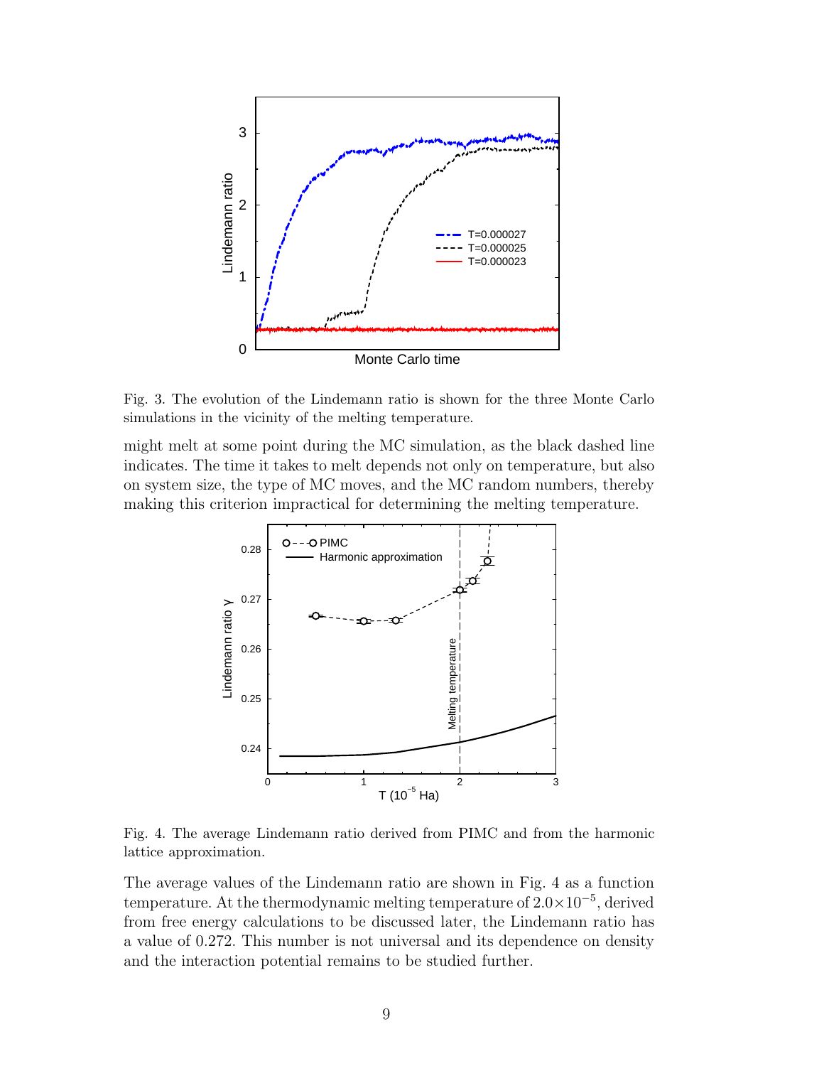Fig. 3. The evolution of the Lindemann ratio is shown for the three Monte Carlo simulations in the vicinity of the melting temperature.

might melt at some point during the MC simulation, as the black dashed line indicates. The time it takes to melt depends not only on temperature, but also on system size, the type of MC moves, and the MC random numbers, thereby making this criterion impractical for determining the melting temperature.

Fig. 4. The average Lindemann ratio derived from PIMC and from the harmonic lattice approximation.

The average values of the Lindemann ratio are shown in Fig. 4 as a function temperature. At the thermodynamic melting temperature of $2.0 \times 10^{-5}$, derived from free energy calculations to be discussed later, the Lindemann ratio has a value of 0.272. This number is not universal and its dependence on density and the interaction potential remains to be studied further.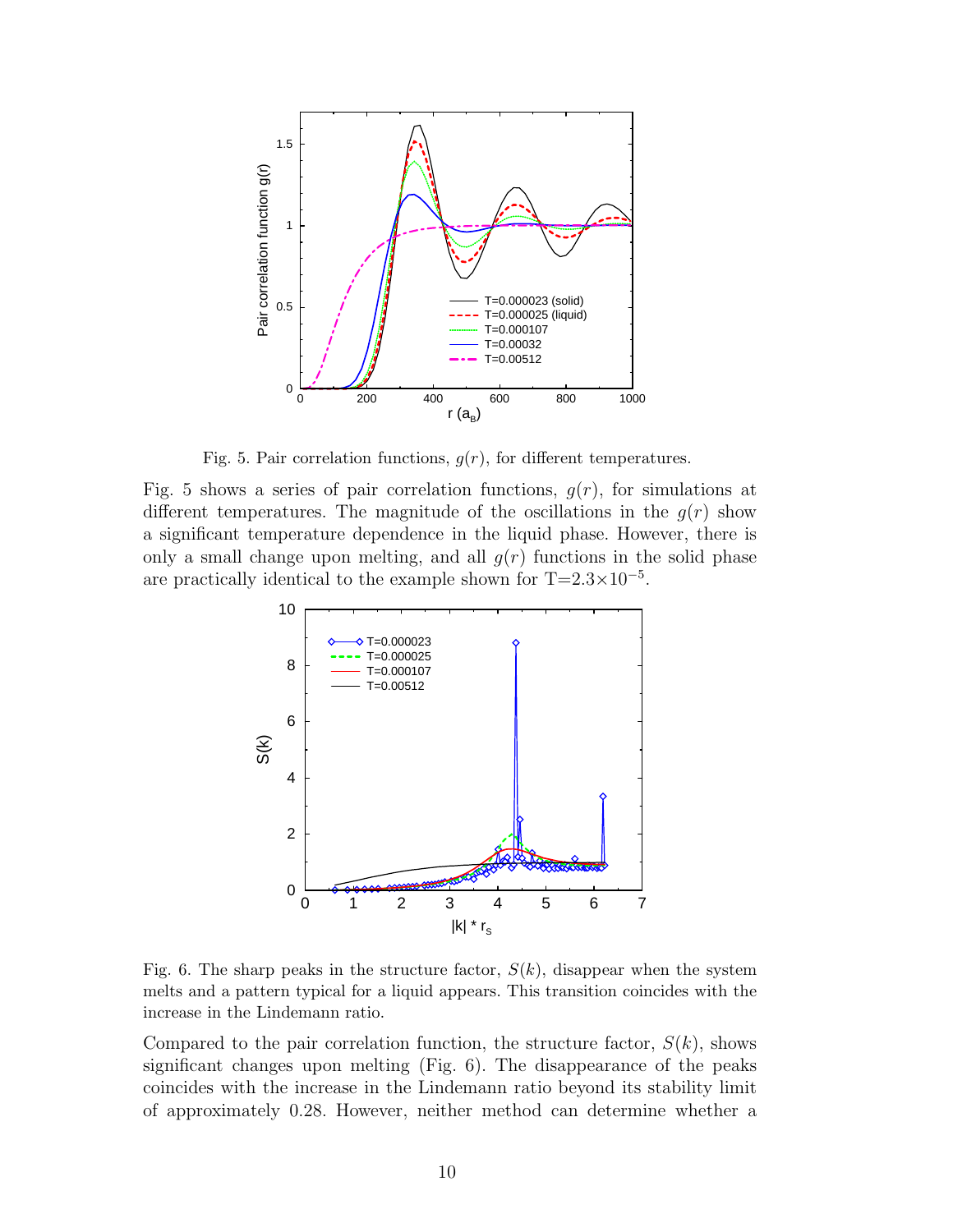Fig. 5. Pair correlation functions, $g(r)$, for different temperatures.

Fig. 5 shows a series of pair correlation functions, $g(r)$, for simulations at different temperatures. The magnitude of the oscillations in the $g(r)$ show a significant temperature dependence in the liquid phase. However, there is only a small change upon melting, and all $g(r)$ functions in the solid phase are practically identical to the example shown for T=$2.3\times10^{-5}$.

Fig. 6. The sharp peaks in the structure factor, $S(k)$, disappear when the system melts and a pattern typical for a liquid appears. This transition coincides with the increase in the Lindemann ratio.

Compared to the pair correlation function, the structure factor, $S(k)$, shows significant changes upon melting (Fig. 6). The disappearance of the peaks coincides with the increase in the Lindemann ratio beyond its stability limit of approximately 0.28. However, neither method can determine whether a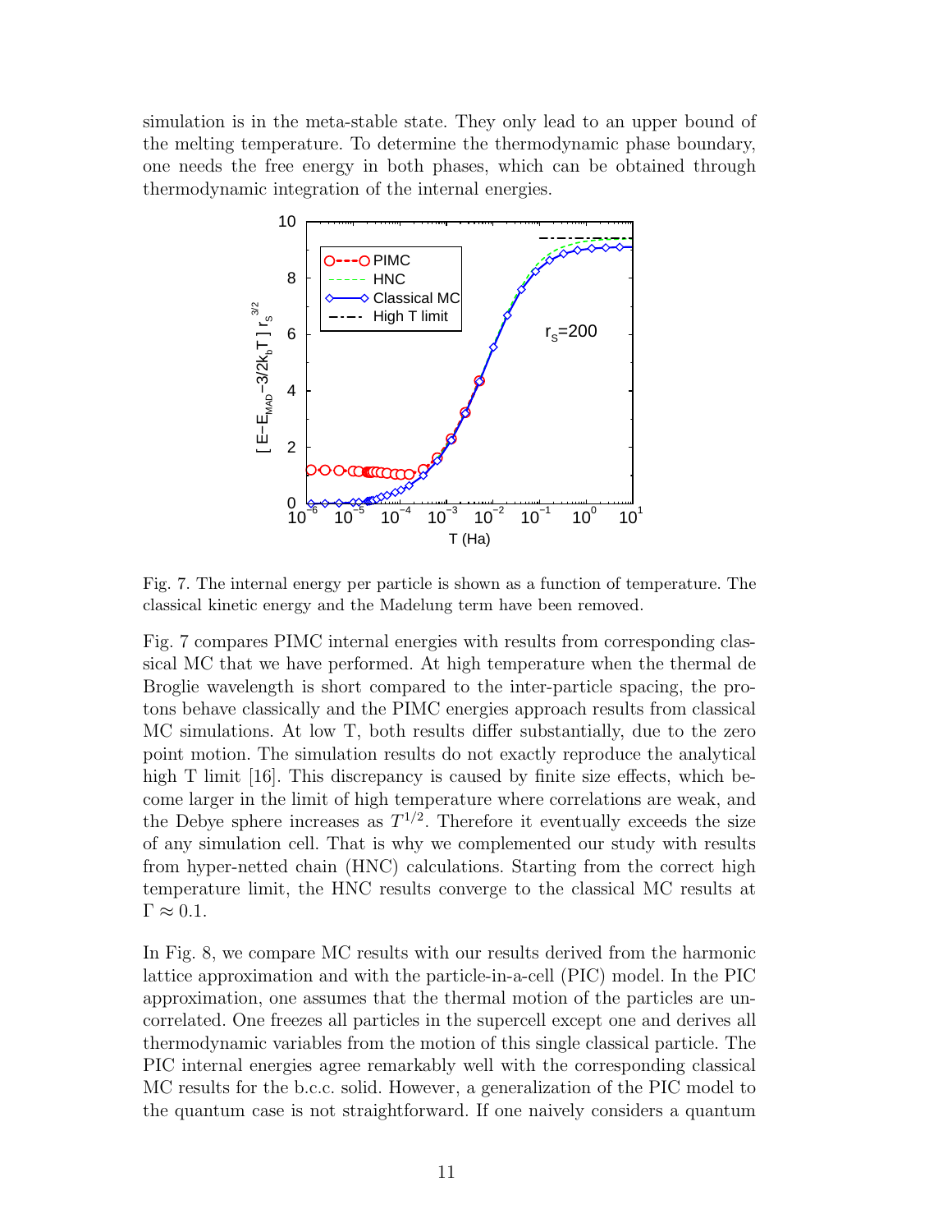simulation is in the meta-stable state. They only lead to an upper bound of the melting temperature. To determine the thermodynamic phase boundary, one needs the free energy in both phases, which can be obtained through thermodynamic integration of the internal energies.

Fig. 7. The internal energy per particle is shown as a function of temperature. The classical kinetic energy and the Madelung term have been removed.

Fig. 7 compares PIMC internal energies with results from corresponding classical MC that we have performed. At high temperature when the thermal de Broglie wavelength is short compared to the inter-particle spacing, the protons behave classically and the PIMC energies approach results from classical MC simulations. At low T, both results differ substantially, due to the zero point motion. The simulation results do not exactly reproduce the analytical high T limit [16]. This discrepancy is caused by finite size effects, which become larger in the limit of high temperature where correlations are weak, and the Debye sphere increases as $T^{1/2}$. Therefore it eventually exceeds the size of any simulation cell. That is why we complemented our study with results from hyper-netted chain (HNC) calculations. Starting from the correct high temperature limit, the HNC results converge to the classical MC results at $\Gamma \approx 0.1$.

In Fig. 8, we compare MC results with our results derived from the harmonic lattice approximation and with the particle-in-a-cell (PIC) model. In the PIC approximation, one assumes that the thermal motion of the particles are uncorrelated. One freezes all particles in the supercell except one and derives all thermodynamic variables from the motion of this single classical particle. The PIC internal energies agree remarkably well with the corresponding classical MC results for the b.c.c. solid. However, a generalization of the PIC model to the quantum case is not straightforward. If one naively considers a quantum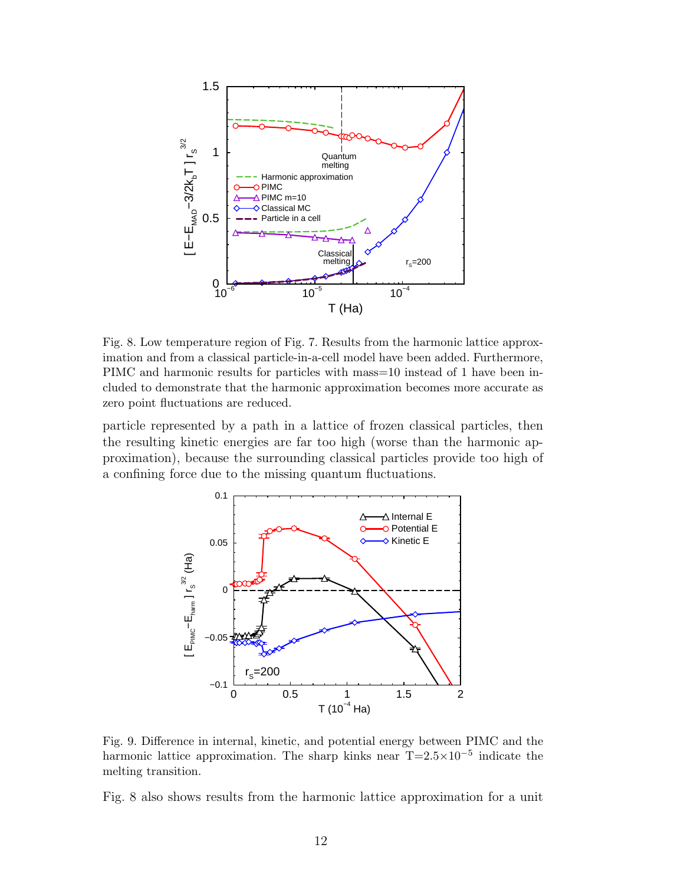Fig. 8. Low temperature region of Fig. 7. Results from the harmonic lattice approximation and from a classical particle-in-a-cell model have been added. Furthermore, PIMC and harmonic results for particles with mass=10 instead of 1 have been included to demonstrate that the harmonic approximation becomes more accurate as zero point fluctuations are reduced.

particle represented by a path in a lattice of frozen classical particles, then the resulting kinetic energies are far too high (worse than the harmonic approximation), because the surrounding classical particles provide too high of a confining force due to the missing quantum fluctuations.

Fig. 9. Difference in internal, kinetic, and potential energy between PIMC and the harmonic lattice approximation. The sharp kinks near $T{=}2.5{\times}10^{-5}$ indicate the melting transition.

Fig. 8 also shows results from the harmonic lattice approximation for a unit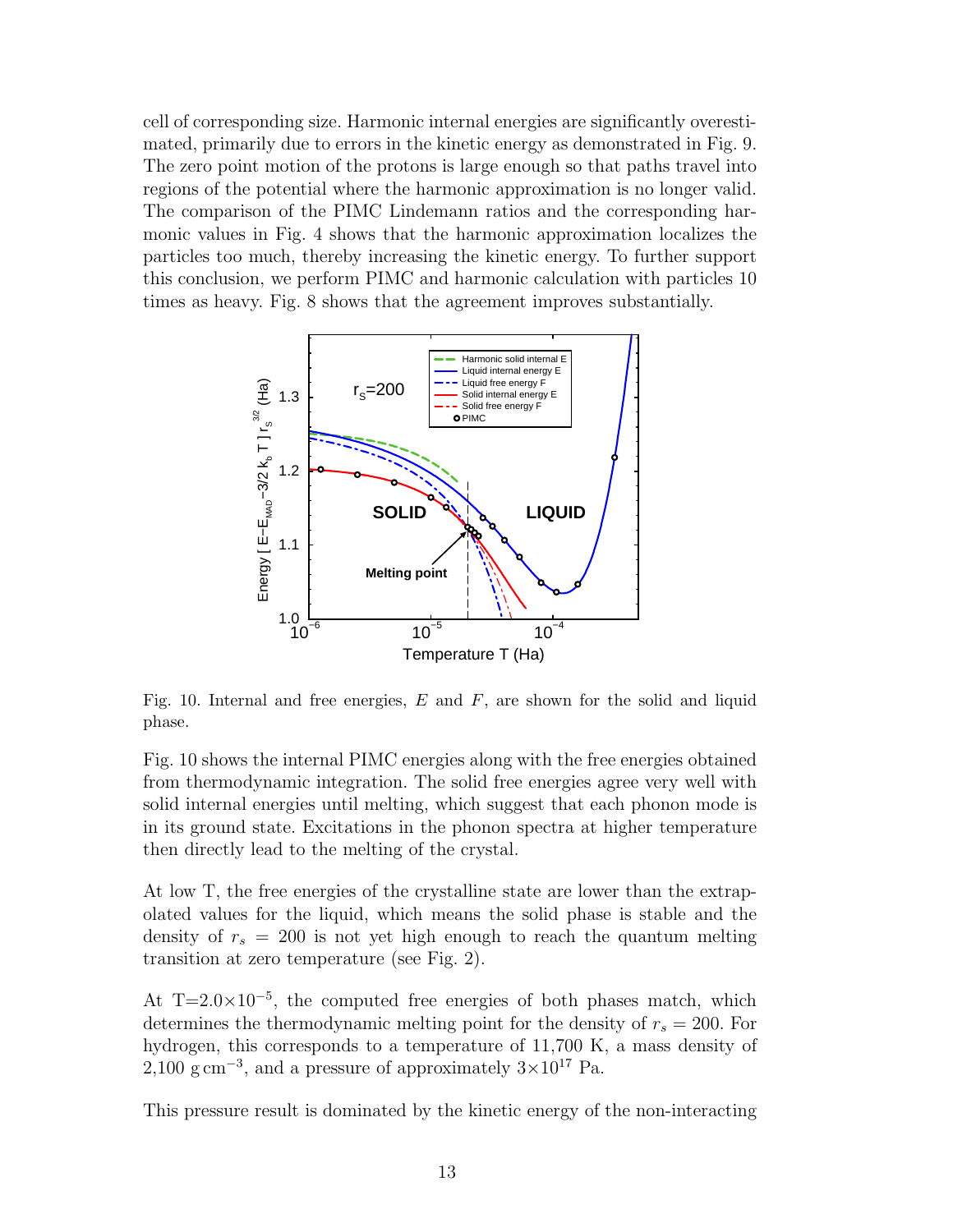cell of corresponding size. Harmonic internal energies are significantly overestimated, primarily due to errors in the kinetic energy as demonstrated in Fig. 9. The zero point motion of the protons is large enough so that paths travel into regions of the potential where the harmonic approximation is no longer valid. The comparison of the PIMC Lindemann ratios and the corresponding harmonic values in Fig. 4 shows that the harmonic approximation localizes the particles too much, thereby increasing the kinetic energy. To further support this conclusion, we perform PIMC and harmonic calculation with particles 10 times as heavy. Fig. 8 shows that the agreement improves substantially.

Fig. 10. Internal and free energies, $E$ and $F$, are shown for the solid and liquid phase.

Fig. 10 shows the internal PIMC energies along with the free energies obtained from thermodynamic integration. The solid free energies agree very well with solid internal energies until melting, which suggest that each phonon mode is in its ground state. Excitations in the phonon spectra at higher temperature then directly lead to the melting of the crystal.

At low T, the free energies of the crystalline state are lower than the extrapolated values for the liquid, which means the solid phase is stable and the density of $r_s = 200$ is not yet high enough to reach the quantum melting transition at zero temperature (see Fig. 2).

At T=$2.0{\times}10^{-5}$, the computed free energies of both phases match, which determines the thermodynamic melting point for the density of $r_s = 200$. For hydrogen, this corresponds to a temperature of 11,700 K, a mass density of 2,100 $\mathrm{g\,cm^{-3}}$, and a pressure of approximately $3{\times}10^{17}$ Pa.

This pressure result is dominated by the kinetic energy of the non-interacting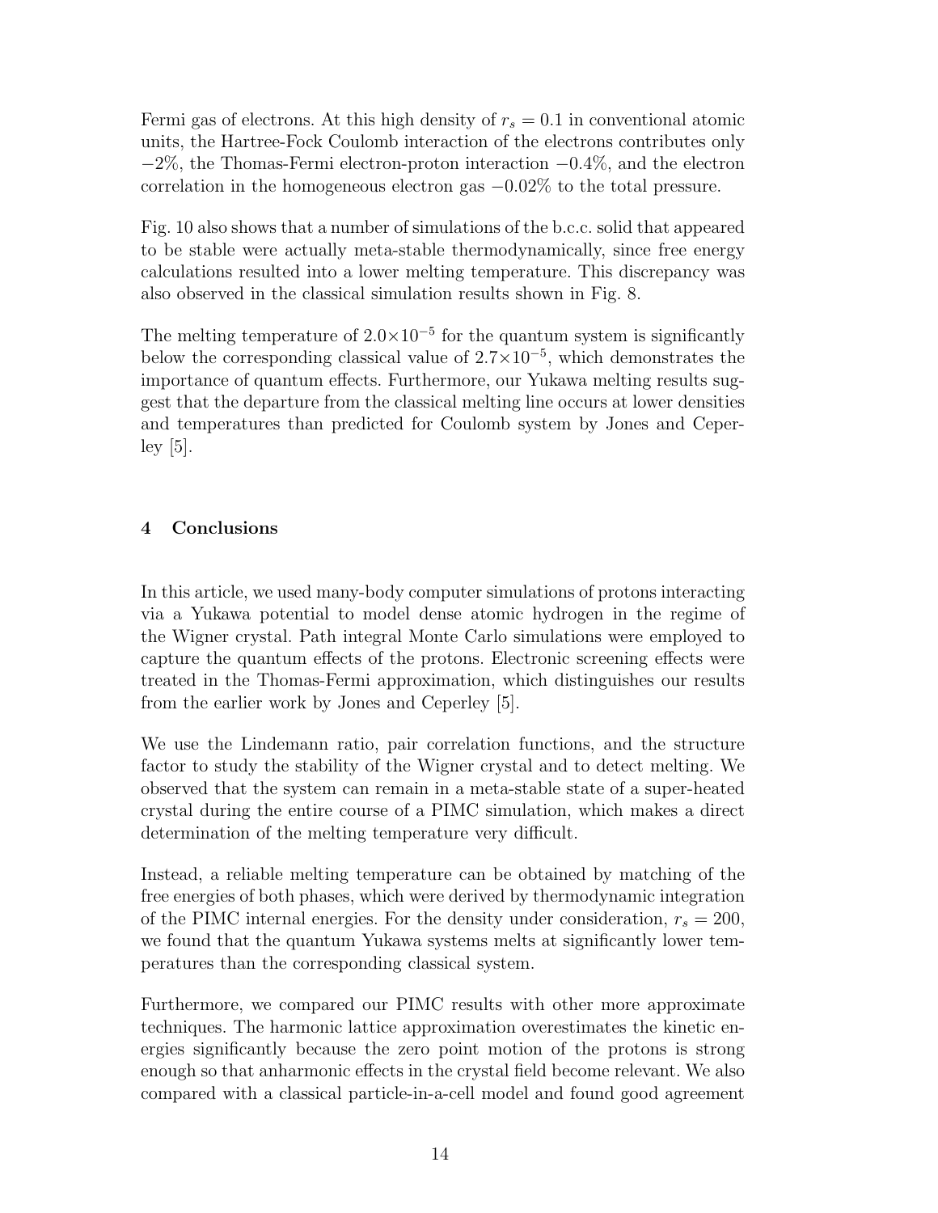Fermi gas of electrons. At this high density of $r_s = 0.1$ in conventional atomic units, the Hartree-Fock Coulomb interaction of the electrons contributes only $-2\%$, the Thomas-Fermi electron-proton interaction $-0.4\%$, and the electron correlation in the homogeneous electron gas $-0.02\%$ to the total pressure.

Fig. 10 also shows that a number of simulations of the b.c.c. solid that appeared to be stable were actually meta-stable thermodynamically, since free energy calculations resulted into a lower melting temperature. This discrepancy was also observed in the classical simulation results shown in Fig. 8.

The melting temperature of $2.0\times10^{-5}$ for the quantum system is significantly below the corresponding classical value of $2.7\times10^{-5}$, which demonstrates the importance of quantum effects. Furthermore, our Yukawa melting results suggest that the departure from the classical melting line occurs at lower densities and temperatures than predicted for Coulomb system by Jones and Ceperley [5].

## 4 Conclusions

In this article, we used many-body computer simulations of protons interacting via a Yukawa potential to model dense atomic hydrogen in the regime of the Wigner crystal. Path integral Monte Carlo simulations were employed to capture the quantum effects of the protons. Electronic screening effects were treated in the Thomas-Fermi approximation, which distinguishes our results from the earlier work by Jones and Ceperley [5].

We use the Lindemann ratio, pair correlation functions, and the structure factor to study the stability of the Wigner crystal and to detect melting. We observed that the system can remain in a meta-stable state of a super-heated crystal during the entire course of a PIMC simulation, which makes a direct determination of the melting temperature very difficult.

Instead, a reliable melting temperature can be obtained by matching of the free energies of both phases, which were derived by thermodynamic integration of the PIMC internal energies. For the density under consideration, $r_s = 200$, we found that the quantum Yukawa systems melts at significantly lower temperatures than the corresponding classical system.

Furthermore, we compared our PIMC results with other more approximate techniques. The harmonic lattice approximation overestimates the kinetic energies significantly because the zero point motion of the protons is strong enough so that anharmonic effects in the crystal field become relevant. We also compared with a classical particle-in-a-cell model and found good agreement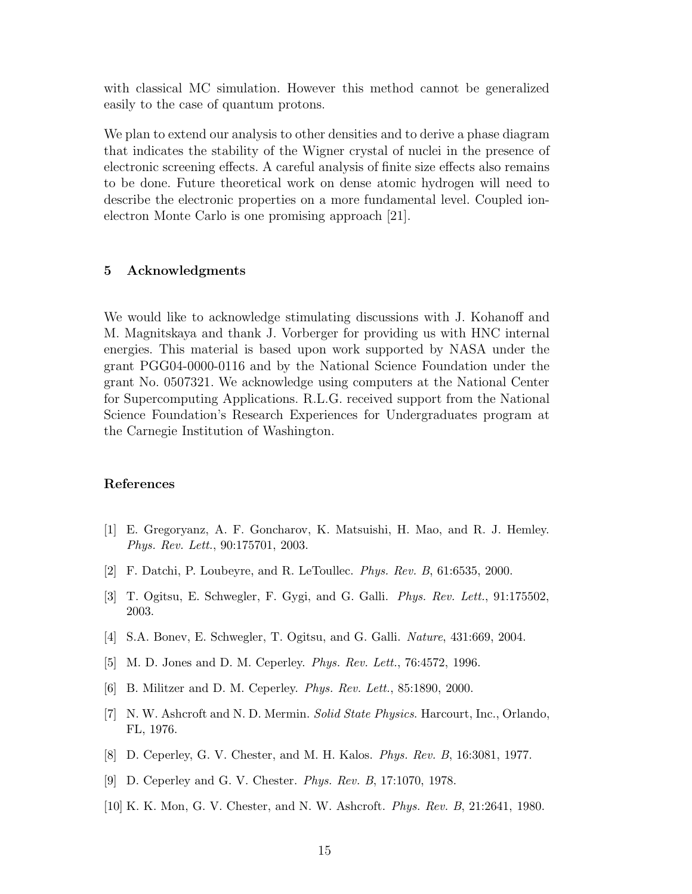with classical MC simulation. However this method cannot be generalized easily to the case of quantum protons.

We plan to extend our analysis to other densities and to derive a phase diagram that indicates the stability of the Wigner crystal of nuclei in the presence of electronic screening effects. A careful analysis of finite size effects also remains to be done. Future theoretical work on dense atomic hydrogen will need to describe the electronic properties on a more fundamental level. Coupled ion-electron Monte Carlo is one promising approach [21].

## 5 Acknowledgments

We would like to acknowledge stimulating discussions with J. Kohanoff and M. Magnitskaya and thank J. Vorberger for providing us with HNC internal energies. This material is based upon work supported by NASA under the grant PGG04-0000-0116 and by the National Science Foundation under the grant No. 0507321. We acknowledge using computers at the National Center for Supercomputing Applications. R.L.G. received support from the National Science Foundation's Research Experiences for Undergraduates program at the Carnegie Institution of Washington.

## References

[1] E. Gregoryanz, A. F. Goncharov, K. Matsuishi, H. Mao, and R. J. Hemley. *Phys. Rev. Lett.*, 90:175701, 2003.

[2] F. Datchi, P. Loubeyre, and R. LeToullec. *Phys. Rev. B*, 61:6535, 2000.

[3] T. Ogitsu, E. Schwegler, F. Gygi, and G. Galli. *Phys. Rev. Lett.*, 91:175502, 2003.

[4] S.A. Bonev, E. Schwegler, T. Ogitsu, and G. Galli. *Nature*, 431:669, 2004.

[5] M. D. Jones and D. M. Ceperley. *Phys. Rev. Lett.*, 76:4572, 1996.

[6] B. Militzer and D. M. Ceperley. *Phys. Rev. Lett.*, 85:1890, 2000.

[7] N. W. Ashcroft and N. D. Mermin. *Solid State Physics*. Harcourt, Inc., Orlando, FL, 1976.

[8] D. Ceperley, G. V. Chester, and M. H. Kalos. *Phys. Rev. B*, 16:3081, 1977.

[9] D. Ceperley and G. V. Chester. *Phys. Rev. B*, 17:1070, 1978.

[10] K. K. Mon, G. V. Chester, and N. W. Ashcroft. *Phys. Rev. B*, 21:2641, 1980.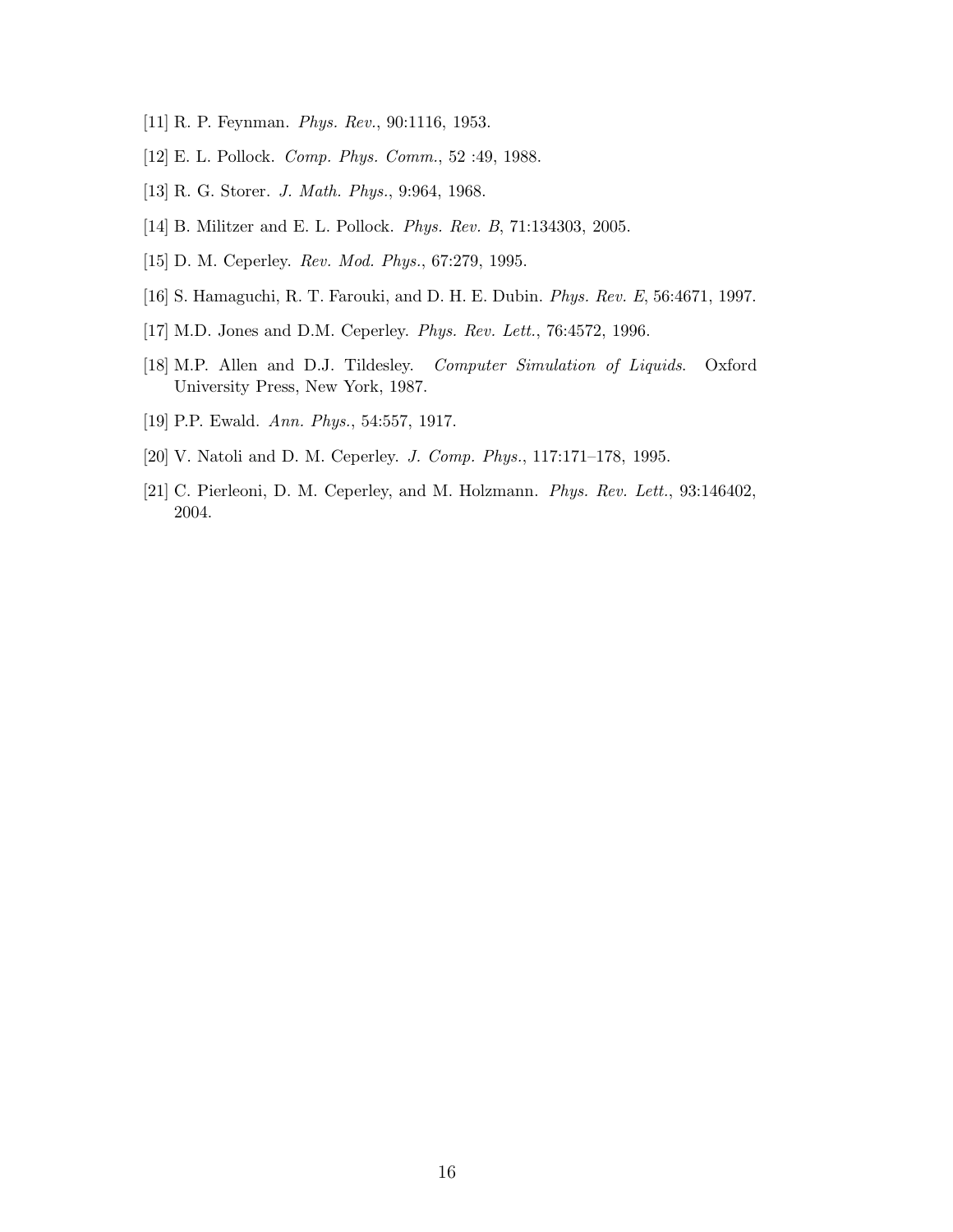[11] R. P. Feynman. *Phys. Rev.*, 90:1116, 1953.

[12] E. L. Pollock. *Comp. Phys. Comm.*, 52 :49, 1988.

[13] R. G. Storer. *J. Math. Phys.*, 9:964, 1968.

[14] B. Militzer and E. L. Pollock. *Phys. Rev. B*, 71:134303, 2005.

[15] D. M. Ceperley. *Rev. Mod. Phys.*, 67:279, 1995.

[16] S. Hamaguchi, R. T. Farouki, and D. H. E. Dubin. *Phys. Rev. E*, 56:4671, 1997.

[17] M.D. Jones and D.M. Ceperley. *Phys. Rev. Lett.*, 76:4572, 1996.

[18] M.P. Allen and D.J. Tildesley. *Computer Simulation of Liquids*. Oxford University Press, New York, 1987.

[19] P.P. Ewald. *Ann. Phys.*, 54:557, 1917.

[20] V. Natoli and D. M. Ceperley. *J. Comp. Phys.*, 117:171–178, 1995.

[21] C. Pierleoni, D. M. Ceperley, and M. Holzmann. *Phys. Rev. Lett.*, 93:146402, 2004.